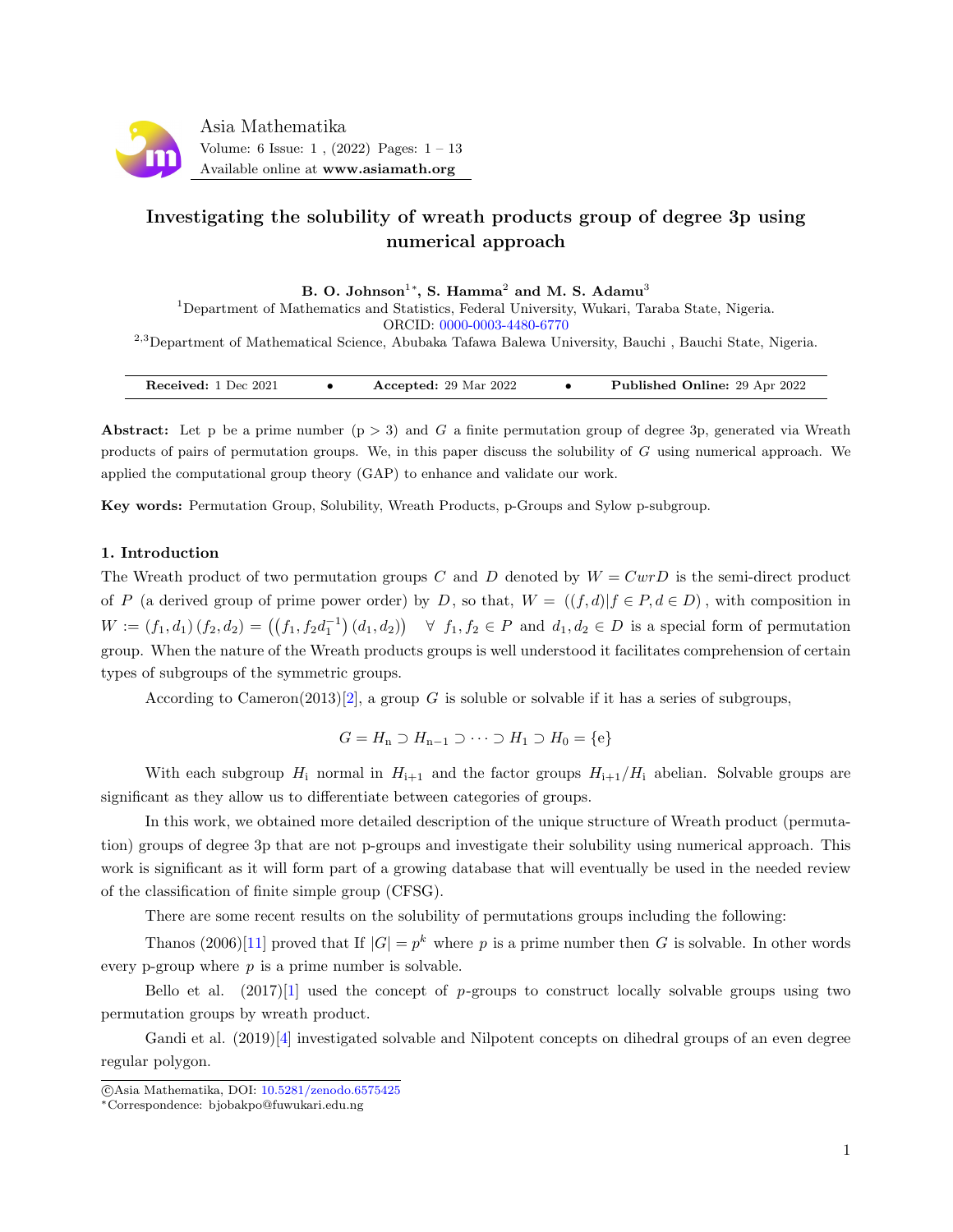# Investigating the solubility of wreath products group of degree 3p using numerical approach

**B. O. Johnson[1*], S. Hamma[2] and M. S. Adamu[3]**

[1]Department of Mathematics and Statistics, Federal University, Wukari, Taraba State, Nigeria.
ORCID: 0000-0003-4480-6770

[2,3]Department of Mathematical Science, Abubaka Tafawa Balewa University, Bauchi , Bauchi State, Nigeria.

**Received:** 1 Dec 2021 • **Accepted:** 29 Mar 2022 • **Published Online:** 29 Apr 2022

**Abstract:** Let p be a prime number (p > 3) and $G$ a finite permutation group of degree 3p, generated via Wreath products of pairs of permutation groups. We, in this paper discuss the solubility of $G$ using numerical approach. We applied the computational group theory (GAP) to enhance and validate our work.

**Key words:** Permutation Group, Solubility, Wreath Products, p-Groups and Sylow p-subgroup.

## 1. Introduction

The Wreath product of two permutation groups $C$ and $D$ denoted by $W = CwrD$ is the semi-direct product of $P$ (a derived group of prime power order) by $D$, so that, $W = ((f,d)|f \in P, d \in D)$, with composition in $W := (f_1, d_1)(f_2, d_2) = \left(\left(f_1, f_2 d_1^{-1}\right)(d_1, d_2)\right) \quad \forall \ f_1, f_2 \in P$ and $d_1, d_2 \in D$ is a special form of permutation group. When the nature of the Wreath products groups is well understood it facilitates comprehension of certain types of subgroups of the symmetric groups.

According to Cameron(2013)[2], a group $G$ is soluble or solvable if it has a series of subgroups,

$$G = H_n \supset H_{n-1} \supset \cdots \supset H_1 \supset H_0 = \{e\}$$

With each subgroup $H_i$ normal in $H_{i+1}$ and the factor groups $H_{i+1}/H_i$ abelian. Solvable groups are significant as they allow us to differentiate between categories of groups.

In this work, we obtained more detailed description of the unique structure of Wreath product (permutation) groups of degree 3p that are not p-groups and investigate their solubility using numerical approach. This work is significant as it will form part of a growing database that will eventually be used in the needed review of the classification of finite simple group (CFSG).

There are some recent results on the solubility of permutations groups including the following:

Thanos (2006)[11] proved that If $|G| = p^k$ where $p$ is a prime number then $G$ is solvable. In other words every p-group where $p$ is a prime number is solvable.

Bello et al. (2017)[1] used the concept of $p$-groups to construct locally solvable groups using two permutation groups by wreath product.

Gandi et al. (2019)[4] investigated solvable and Nilpotent concepts on dihedral groups of an even degree regular polygon.

©Asia Mathematika, DOI: 10.5281/zenodo.6575425
*Correspondence: bjobakpo@fuwukari.edu.ng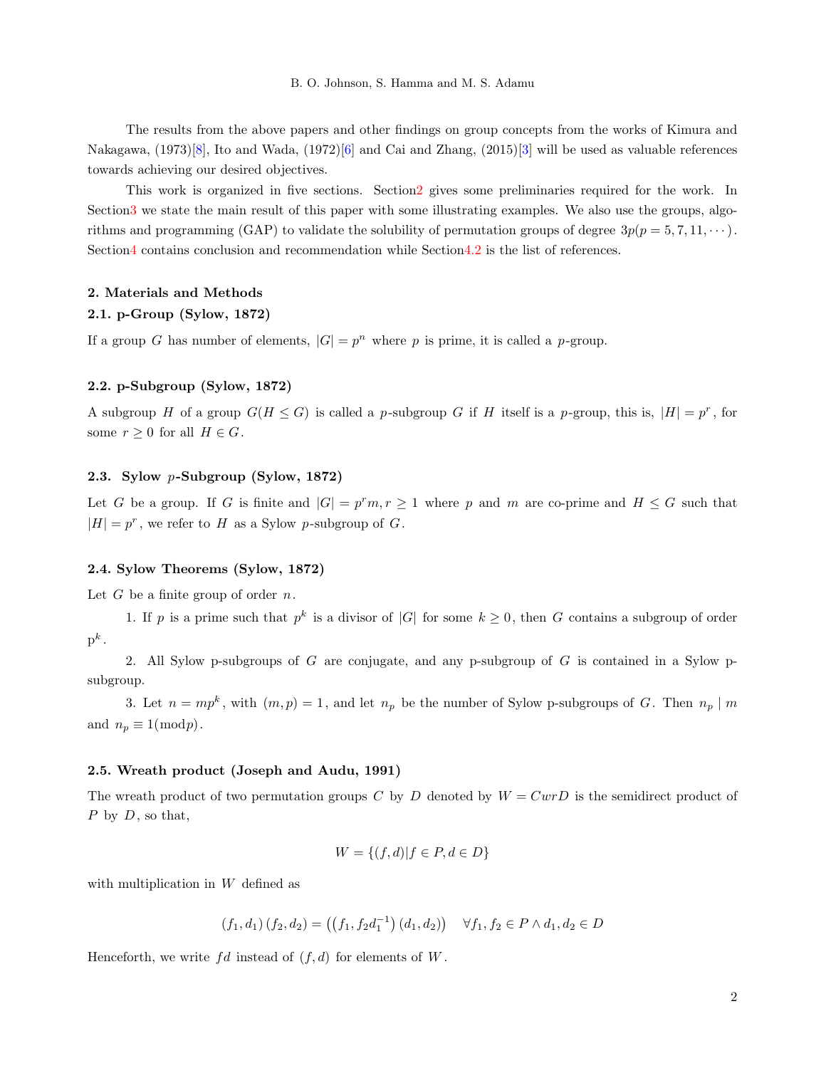The results from the above papers and other findings on group concepts from the works of Kimura and Nakagawa, (1973)[8], Ito and Wada, (1972)[6] and Cai and Zhang, (2015)[3] will be used as valuable references towards achieving our desired objectives.

This work is organized in five sections. Section2 gives some preliminaries required for the work. In Section3 we state the main result of this paper with some illustrating examples. We also use the groups, algorithms and programming (GAP) to validate the solubility of permutation groups of degree $3p(p = 5, 7, 11, \cdots)$. Section4 contains conclusion and recommendation while Section4.2 is the list of references.

## 2. Materials and Methods

### 2.1. p-Group (Sylow, 1872)

If a group $G$ has number of elements, $|G| = p^n$ where $p$ is prime, it is called a $p$-group.

### 2.2. p-Subgroup (Sylow, 1872)

A subgroup $H$ of a group $G(H \leq G)$ is called a $p$-subgroup $G$ if $H$ itself is a $p$-group, this is, $|H| = p^r$, for some $r \geq 0$ for all $H \in G$.

### 2.3. Sylow $p$-Subgroup (Sylow, 1872)

Let $G$ be a group. If $G$ is finite and $|G| = p^r m, r \geq 1$ where $p$ and $m$ are co-prime and $H \leq G$ such that $|H| = p^r$, we refer to $H$ as a Sylow $p$-subgroup of $G$.

### 2.4. Sylow Theorems (Sylow, 1872)

Let $G$ be a finite group of order $n$.

1. If $p$ is a prime such that $p^k$ is a divisor of $|G|$ for some $k \geq 0$, then $G$ contains a subgroup of order $p^k$.

2. All Sylow p-subgroups of $G$ are conjugate, and any p-subgroup of $G$ is contained in a Sylow p-subgroup.

3. Let $n = mp^k$, with $(m, p) = 1$, and let $n_p$ be the number of Sylow p-subgroups of $G$. Then $n_p \mid m$ and $n_p \equiv 1(\mathrm{mod} p)$.

### 2.5. Wreath product (Joseph and Audu, 1991)

The wreath product of two permutation groups $C$ by $D$ denoted by $W = CwrD$ is the semidirect product of $P$ by $D$, so that,

$$W = \{(f, d) | f \in P, d \in D\}$$

with multiplication in $W$ defined as

$$(f_1, d_1)(f_2, d_2) = \left(\left(f_1, f_2 d_1^{-1}\right)(d_1, d_2)\right) \quad \forall f_1, f_2 \in P \wedge d_1, d_2 \in D$$

Henceforth, we write $fd$ instead of $(f, d)$ for elements of $W$.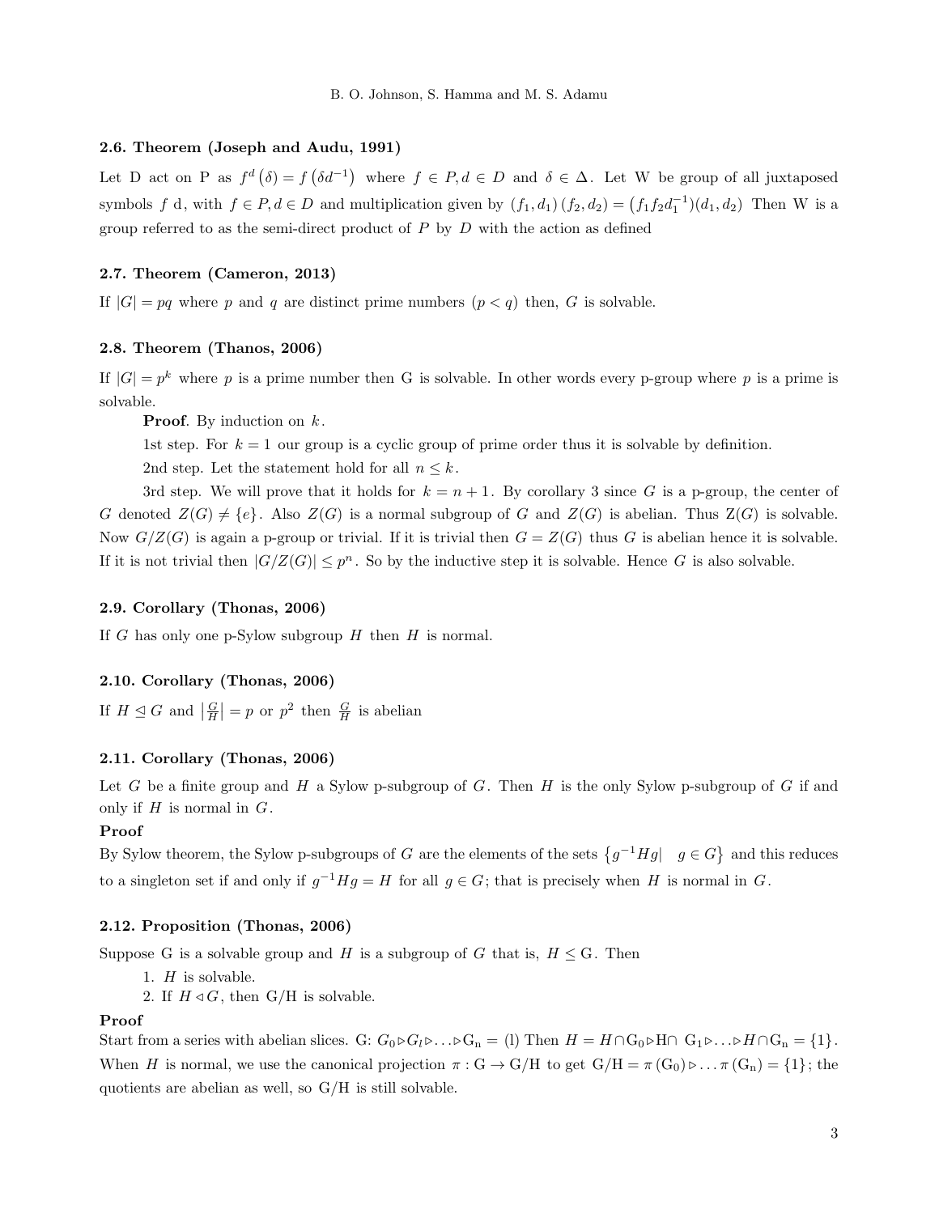### 2.6. Theorem (Joseph and Audu, 1991)

Let D act on P as $f^d(\delta) = f(\delta d^{-1})$ where $f \in P, d \in D$ and $\delta \in \Delta$. Let W be group of all juxtaposed symbols $f$ d, with $f \in P, d \in D$ and multiplication given by $(f_1, d_1)(f_2, d_2) = (f_1 f_2 d_1^{-1})(d_1, d_2)$ Then W is a group referred to as the semi-direct product of $P$ by $D$ with the action as defined

### 2.7. Theorem (Cameron, 2013)

If $|G| = pq$ where $p$ and $q$ are distinct prime numbers $(p < q)$ then, $G$ is solvable.

### 2.8. Theorem (Thanos, 2006)

If $|G| = p^k$ where $p$ is a prime number then G is solvable. In other words every p-group where $p$ is a prime is solvable.

**Proof**. By induction on $k$.

1st step. For $k = 1$ our group is a cyclic group of prime order thus it is solvable by definition.

2nd step. Let the statement hold for all $n \leq k$.

3rd step. We will prove that it holds for $k = n + 1$. By corollary 3 since $G$ is a p-group, the center of $G$ denoted $Z(G) \neq \{e\}$. Also $Z(G)$ is a normal subgroup of $G$ and $Z(G)$ is abelian. Thus Z(G) is solvable. Now $G/Z(G)$ is again a p-group or trivial. If it is trivial then $G = Z(G)$ thus $G$ is abelian hence it is solvable. If it is not trivial then $|G/Z(G)| \leq p^n$. So by the inductive step it is solvable. Hence $G$ is also solvable.

### 2.9. Corollary (Thonas, 2006)

If $G$ has only one p-Sylow subgroup $H$ then $H$ is normal.

### 2.10. Corollary (Thonas, 2006)

If $H \trianglelefteq G$ and $\left|\frac{G}{H}\right| = p$ or $p^2$ then $\frac{G}{H}$ is abelian

### 2.11. Corollary (Thonas, 2006)

Let $G$ be a finite group and $H$ a Sylow p-subgroup of $G$. Then $H$ is the only Sylow p-subgroup of $G$ if and only if $H$ is normal in $G$.

**Proof**

By Sylow theorem, the Sylow p-subgroups of $G$ are the elements of the sets $\{g^{-1}Hg| \quad g \in G\}$ and this reduces to a singleton set if and only if $g^{-1}Hg = H$ for all $g \in G$; that is precisely when $H$ is normal in $G$.

### 2.12. Proposition (Thonas, 2006)

Suppose G is a solvable group and $H$ is a subgroup of $G$ that is, $H \leq$ G. Then

1. $H$ is solvable.
2. If $H \triangleleft G$, then G/H is solvable.

**Proof**

Start from a series with abelian slices. G: $G_0 \triangleright G_l \triangleright \ldots \triangleright G_n = (l)$ Then $H = H \cap G_0 \triangleright H \cap \; G_1 \triangleright \ldots \triangleright H \cap G_n = \{1\}$. When $H$ is normal, we use the canonical projection $\pi : G \to G/H$ to get $G/H = \pi(G_0) \triangleright \ldots \pi(G_n) = \{1\}$; the quotients are abelian as well, so G/H is still solvable.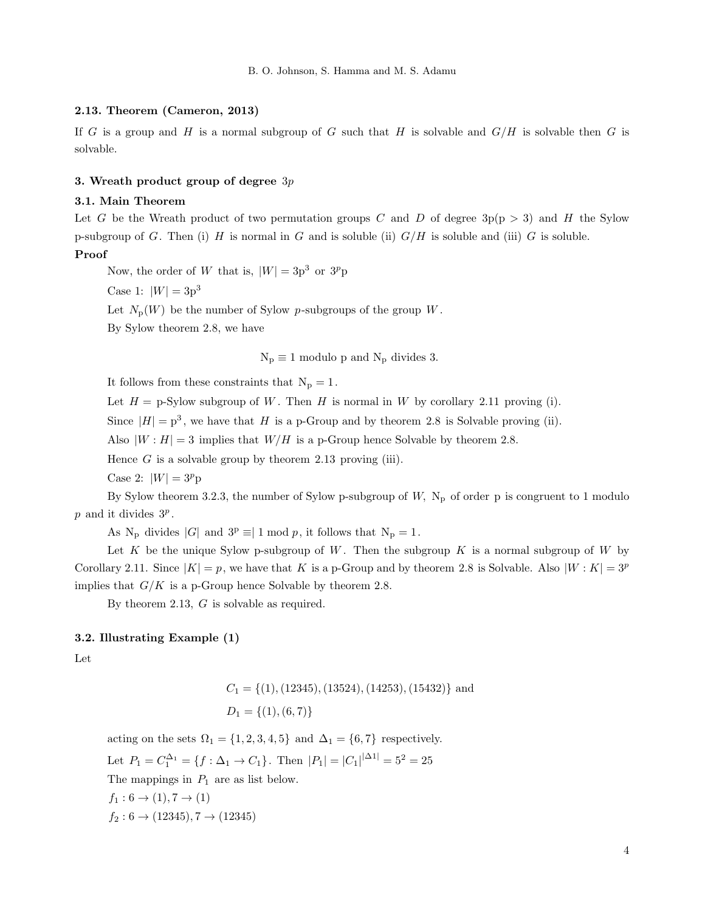### 2.13. Theorem (Cameron, 2013)

If $G$ is a group and $H$ is a normal subgroup of $G$ such that $H$ is solvable and $G/H$ is solvable then $G$ is solvable.

### 3. Wreath product group of degree $3p$

### 3.1. Main Theorem

Let $G$ be the Wreath product of two permutation groups $C$ and $D$ of degree 3p(p > 3) and $H$ the Sylow p-subgroup of $G$. Then (i) $H$ is normal in $G$ and is soluble (ii) $G/H$ is soluble and (iii) $G$ is soluble.

**Proof**

Now, the order of $W$ that is, $|W| = 3\text{p}^3$ or $3^p\text{p}$

Case 1: $|W| = 3\text{p}^3$

Let $N_\text{p}(W)$ be the number of Sylow $p$-subgroups of the group $W$.

By Sylow theorem 2.8, we have

$$\text{N}_\text{p} \equiv 1 \text{ modulo p and } \text{N}_\text{p} \text{ divides } 3.$$

It follows from these constraints that $\text{N}_\text{p} = 1$.

Let $H =$ p-Sylow subgroup of $W$. Then $H$ is normal in $W$ by corollary 2.11 proving (i).

Since $|H| = \text{p}^3$, we have that $H$ is a p-Group and by theorem 2.8 is Solvable proving (ii).

Also $|W : H| = 3$ implies that $W/H$ is a p-Group hence Solvable by theorem 2.8.

Hence $G$ is a solvable group by theorem 2.13 proving (iii).

Case 2: $|W| = 3^p\text{p}$

By Sylow theorem 3.2.3, the number of Sylow p-subgroup of $W$, $\text{N}_\text{p}$ of order p is congruent to 1 modulo $p$ and it divides $3^p$.

As $\text{N}_\text{p}$ divides $|G|$ and $3^\text{p} \equiv| 1 \bmod p$, it follows that $\text{N}_\text{p} = 1$.

Let $K$ be the unique Sylow p-subgroup of $W$. Then the subgroup $K$ is a normal subgroup of $W$ by Corollary 2.11. Since $|K| = p$, we have that $K$ is a p-Group and by theorem 2.8 is Solvable. Also $|W : K| = 3^p$ implies that $G/K$ is a p-Group hence Solvable by theorem 2.8.

By theorem 2.13, $G$ is solvable as required.

### 3.2. Illustrating Example (1)

Let

$$C_1 = \{(1), (12345), (13524), (14253), (15432)\} \text{ and}$$
$$D_1 = \{(1), (6, 7)\}$$

acting on the sets $\Omega_1 = \{1, 2, 3, 4, 5\}$ and $\Delta_1 = \{6, 7\}$ respectively.

Let $P_1 = C_1^{\Delta_1} = \{f : \Delta_1 \to C_1\}$. Then $|P_1| = |C_1|^{|\Delta 1|} = 5^2 = 25$

The mappings in $P_1$ are as list below.

$f_1 : 6 \to (1), 7 \to (1)$

$f_2 : 6 \to (12345), 7 \to (12345)$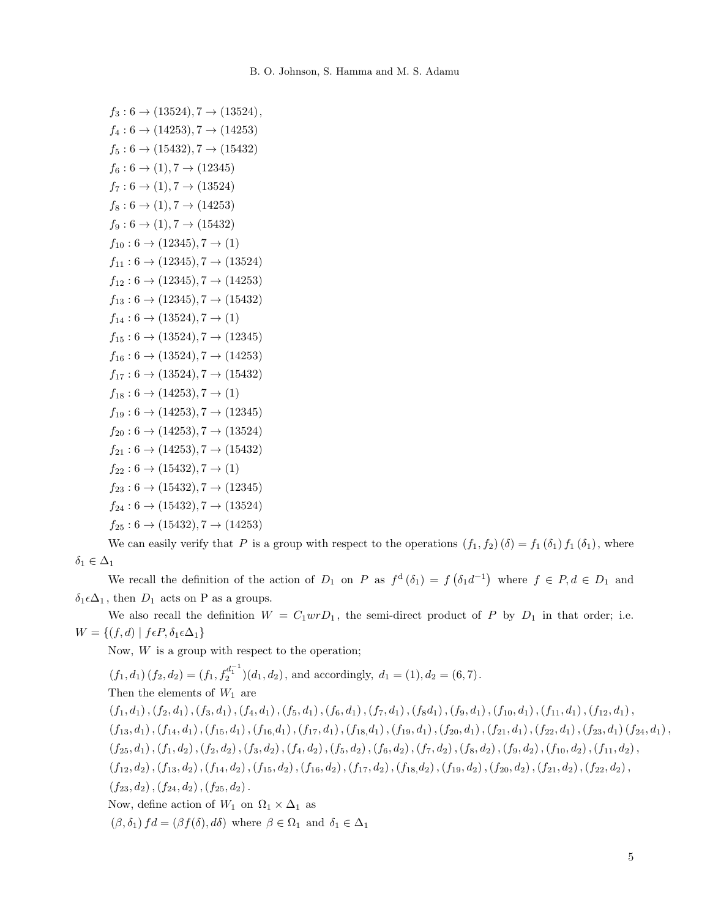$f_3 : 6 \rightarrow (13524), 7 \rightarrow (13524),$

$f_4 : 6 \rightarrow (14253), 7 \rightarrow (14253)$

$f_5 : 6 \rightarrow (15432), 7 \rightarrow (15432)$

$f_6 : 6 \rightarrow (1), 7 \rightarrow (12345)$

$f_7 : 6 \rightarrow (1), 7 \rightarrow (13524)$

$f_8 : 6 \rightarrow (1), 7 \rightarrow (14253)$

$f_9 : 6 \rightarrow (1), 7 \rightarrow (15432)$

$f_{10} : 6 \rightarrow (12345), 7 \rightarrow (1)$

$f_{11} : 6 \rightarrow (12345), 7 \rightarrow (13524)$

$f_{12} : 6 \rightarrow (12345), 7 \rightarrow (14253)$

$f_{13} : 6 \rightarrow (12345), 7 \rightarrow (15432)$

$f_{14} : 6 \rightarrow (13524), 7 \rightarrow (1)$

$f_{15} : 6 \rightarrow (13524), 7 \rightarrow (12345)$

$f_{16} : 6 \rightarrow (13524), 7 \rightarrow (14253)$

$f_{17} : 6 \rightarrow (13524), 7 \rightarrow (15432)$

$f_{18} : 6 \rightarrow (14253), 7 \rightarrow (1)$

$f_{19} : 6 \rightarrow (14253), 7 \rightarrow (12345)$

$f_{20} : 6 \rightarrow (14253), 7 \rightarrow (13524)$

$f_{21} : 6 \rightarrow (14253), 7 \rightarrow (15432)$

$f_{22} : 6 \rightarrow (15432), 7 \rightarrow (1)$

$f_{23} : 6 \rightarrow (15432), 7 \rightarrow (12345)$

$f_{24} : 6 \rightarrow (15432), 7 \rightarrow (13524)$

$f_{25} : 6 \rightarrow (15432), 7 \rightarrow (14253)$

We can easily verify that $P$ is a group with respect to the operations $(f_1, f_2)(\delta) = f_1(\delta_1) f_1(\delta_1)$, where $\delta_1 \in \Delta_1$

We recall the definition of the action of $D_1$ on $P$ as $f^{\mathrm{d}}(\delta_1) = f(\delta_1 d^{-1})$ where $f \in P, d \in D_1$ and $\delta_1 \epsilon \Delta_1$, then $D_1$ acts on P as a groups.

We also recall the definition $W = C_1 wr D_1$, the semi-direct product of $P$ by $D_1$ in that order; i.e. $W = \{(f, d) \mid f \epsilon P, \delta_1 \epsilon \Delta_1\}$

Now, $W$ is a group with respect to the operation;

$(f_1, d_1)(f_2, d_2) = (f_1, f_2^{d_1^{-1}})(d_1, d_2)$, and accordingly, $d_1 = (1), d_2 = (6, 7)$.

Then the elements of $W_1$ are

$(f_1, d_1), (f_2, d_1), (f_3, d_1), (f_4, d_1), (f_5, d_1), (f_6, d_1), (f_7, d_1), (f_8 d_1), (f_9, d_1), (f_{10}, d_1), (f_{11}, d_1), (f_{12}, d_1),$
$(f_{13}, d_1), (f_{14}, d_1), (f_{15}, d_1), (f_{16,} d_1), (f_{17}, d_1), (f_{18,} d_1), (f_{19}, d_1), (f_{20}, d_1), (f_{21}, d_1), (f_{22}, d_1), (f_{23}, d_1) (f_{24}, d_1),$
$(f_{25}, d_1), (f_1, d_2), (f_2, d_2), (f_3, d_2), (f_4, d_2), (f_5, d_2), (f_6, d_2), (f_7, d_2), (f_8, d_2), (f_9, d_2), (f_{10}, d_2), (f_{11}, d_2),$
$(f_{12}, d_2), (f_{13}, d_2), (f_{14}, d_2), (f_{15}, d_2), (f_{16}, d_2), (f_{17}, d_2), (f_{18,} d_2), (f_{19}, d_2), (f_{20}, d_2), (f_{21}, d_2), (f_{22}, d_2),$
$(f_{23}, d_2), (f_{24}, d_2), (f_{25}, d_2)$.

Now, define action of $W_1$ on $\Omega_1 \times \Delta_1$ as

$(\beta, \delta_1) fd = (\beta f(\delta), d\delta)$ where $\beta \in \Omega_1$ and $\delta_1 \in \Delta_1$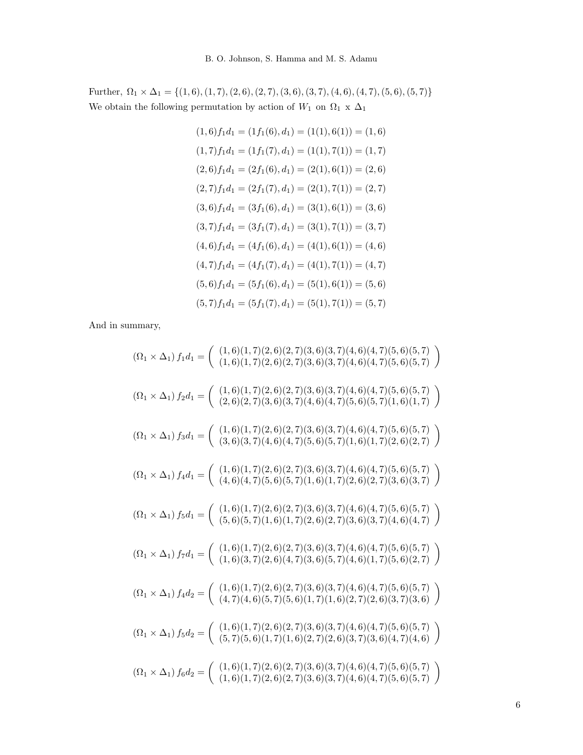Further, $\Omega_1 \times \Delta_1 = \{(1,6),(1,7),(2,6),(2,7),(3,6),(3,7),(4,6),(4,7),(5,6),(5,7)\}$
We obtain the following permutation by action of $W_1$ on $\Omega_1$ x $\Delta_1$

$$(1,6)f_1d_1 = (1f_1(6),d_1) = (1(1),6(1)) = (1,6)$$

$$(1,7)f_1d_1 = (1f_1(7),d_1) = (1(1),7(1)) = (1,7)$$

$$(2,6)f_1d_1 = (2f_1(6),d_1) = (2(1),6(1)) = (2,6)$$

$$(2,7)f_1d_1 = (2f_1(7),d_1) = (2(1),7(1)) = (2,7)$$

$$(3,6)f_1d_1 = (3f_1(6),d_1) = (3(1),6(1)) = (3,6)$$

$$(3,7)f_1d_1 = (3f_1(7),d_1) = (3(1),7(1)) = (3,7)$$

$$(4,6)f_1d_1 = (4f_1(6),d_1) = (4(1),6(1)) = (4,6)$$

$$(4,7)f_1d_1 = (4f_1(7),d_1) = (4(1),7(1)) = (4,7)$$

$$(5,6)f_1d_1 = (5f_1(6),d_1) = (5(1),6(1)) = (5,6)$$

$$(5,7)f_1d_1 = (5f_1(7),d_1) = (5(1),7(1)) = (5,7)$$

And in summary,

$$(\Omega_1 \times \Delta_1)\, f_1d_1 = \begin{pmatrix} (1,6)(1,7)(2,6)(2,7)(3,6)(3,7)(4,6)(4,7)(5,6)(5,7) \\ (1,6)(1,7)(2,6)(2,7)(3,6)(3,7)(4,6)(4,7)(5,6)(5,7) \end{pmatrix}$$

$$(\Omega_1 \times \Delta_1)\, f_2d_1 = \begin{pmatrix} (1,6)(1,7)(2,6)(2,7)(3,6)(3,7)(4,6)(4,7)(5,6)(5,7) \\ (2,6)(2,7)(3,6)(3,7)(4,6)(4,7)(5,6)(5,7)(1,6)(1,7) \end{pmatrix}$$

$$(\Omega_1 \times \Delta_1)\, f_3d_1 = \begin{pmatrix} (1,6)(1,7)(2,6)(2,7)(3,6)(3,7)(4,6)(4,7)(5,6)(5,7) \\ (3,6)(3,7)(4,6)(4,7)(5,6)(5,7)(1,6)(1,7)(2,6)(2,7) \end{pmatrix}$$

$$(\Omega_1 \times \Delta_1)\, f_4d_1 = \begin{pmatrix} (1,6)(1,7)(2,6)(2,7)(3,6)(3,7)(4,6)(4,7)(5,6)(5,7) \\ (4,6)(4,7)(5,6)(5,7)(1,6)(1,7)(2,6)(2,7)(3,6)(3,7) \end{pmatrix}$$

$$(\Omega_1 \times \Delta_1)\, f_5d_1 = \begin{pmatrix} (1,6)(1,7)(2,6)(2,7)(3,6)(3,7)(4,6)(4,7)(5,6)(5,7) \\ (5,6)(5,7)(1,6)(1,7)(2,6)(2,7)(3,6)(3,7)(4,6)(4,7) \end{pmatrix}$$

$$(\Omega_1 \times \Delta_1)\, f_7d_1 = \begin{pmatrix} (1,6)(1,7)(2,6)(2,7)(3,6)(3,7)(4,6)(4,7)(5,6)(5,7) \\ (1,6)(3,7)(2,6)(4,7)(3,6)(5,7)(4,6)(1,7)(5,6)(2,7) \end{pmatrix}$$

$$(\Omega_1 \times \Delta_1)\, f_4d_2 = \begin{pmatrix} (1,6)(1,7)(2,6)(2,7)(3,6)(3,7)(4,6)(4,7)(5,6)(5,7) \\ (4,7)(4,6)(5,7)(5,6)(1,7)(1,6)(2,7)(2,6)(3,7)(3,6) \end{pmatrix}$$

$$(\Omega_1 \times \Delta_1)\, f_5d_2 = \begin{pmatrix} (1,6)(1,7)(2,6)(2,7)(3,6)(3,7)(4,6)(4,7)(5,6)(5,7) \\ (5,7)(5,6)(1,7)(1,6)(2,7)(2,6)(3,7)(3,6)(4,7)(4,6) \end{pmatrix}$$

$$(\Omega_1 \times \Delta_1)\, f_6d_2 = \begin{pmatrix} (1,6)(1,7)(2,6)(2,7)(3,6)(3,7)(4,6)(4,7)(5,6)(5,7) \\ (1,6)(1,7)(2,6)(2,7)(3,6)(3,7)(4,6)(4,7)(5,6)(5,7) \end{pmatrix}$$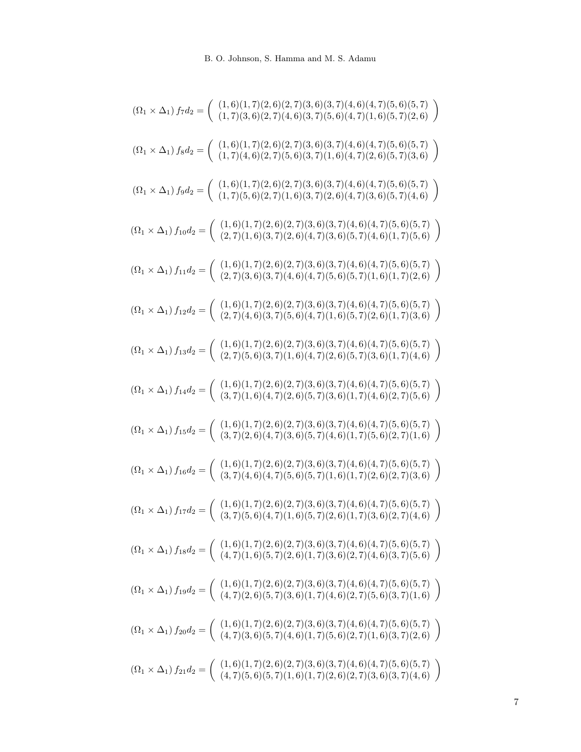$$(\Omega_1 \times \Delta_1)\, f_7 d_2 = \begin{pmatrix} (1,6)(1,7)(2,6)(2,7)(3,6)(3,7)(4,6)(4,7)(5,6)(5,7) \\ (1,7)(3,6)(2,7)(4,6)(3,7)(5,6)(4,7)(1,6)(5,7)(2,6) \end{pmatrix}$$

$$(\Omega_1 \times \Delta_1)\, f_8 d_2 = \begin{pmatrix} (1,6)(1,7)(2,6)(2,7)(3,6)(3,7)(4,6)(4,7)(5,6)(5,7) \\ (1,7)(4,6)(2,7)(5,6)(3,7)(1,6)(4,7)(2,6)(5,7)(3,6) \end{pmatrix}$$

$$(\Omega_1 \times \Delta_1)\, f_9 d_2 = \begin{pmatrix} (1,6)(1,7)(2,6)(2,7)(3,6)(3,7)(4,6)(4,7)(5,6)(5,7) \\ (1,7)(5,6)(2,7)(1,6)(3,7)(2,6)(4,7)(3,6)(5,7)(4,6) \end{pmatrix}$$

$$(\Omega_1 \times \Delta_1)\, f_{10} d_2 = \begin{pmatrix} (1,6)(1,7)(2,6)(2,7)(3,6)(3,7)(4,6)(4,7)(5,6)(5,7) \\ (2,7)(1,6)(3,7)(2,6)(4,7)(3,6)(5,7)(4,6)(1,7)(5,6) \end{pmatrix}$$

$$(\Omega_1 \times \Delta_1)\, f_{11} d_2 = \begin{pmatrix} (1,6)(1,7)(2,6)(2,7)(3,6)(3,7)(4,6)(4,7)(5,6)(5,7) \\ (2,7)(3,6)(3,7)(4,6)(4,7)(5,6)(5,7)(1,6)(1,7)(2,6) \end{pmatrix}$$

$$(\Omega_1 \times \Delta_1)\, f_{12} d_2 = \begin{pmatrix} (1,6)(1,7)(2,6)(2,7)(3,6)(3,7)(4,6)(4,7)(5,6)(5,7) \\ (2,7)(4,6)(3,7)(5,6)(4,7)(1,6)(5,7)(2,6)(1,7)(3,6) \end{pmatrix}$$

$$(\Omega_1 \times \Delta_1)\, f_{13} d_2 = \begin{pmatrix} (1,6)(1,7)(2,6)(2,7)(3,6)(3,7)(4,6)(4,7)(5,6)(5,7) \\ (2,7)(5,6)(3,7)(1,6)(4,7)(2,6)(5,7)(3,6)(1,7)(4,6) \end{pmatrix}$$

$$(\Omega_1 \times \Delta_1)\, f_{14} d_2 = \begin{pmatrix} (1,6)(1,7)(2,6)(2,7)(3,6)(3,7)(4,6)(4,7)(5,6)(5,7) \\ (3,7)(1,6)(4,7)(2,6)(5,7)(3,6)(1,7)(4,6)(2,7)(5,6) \end{pmatrix}$$

$$(\Omega_1 \times \Delta_1)\, f_{15} d_2 = \begin{pmatrix} (1,6)(1,7)(2,6)(2,7)(3,6)(3,7)(4,6)(4,7)(5,6)(5,7) \\ (3,7)(2,6)(4,7)(3,6)(5,7)(4,6)(1,7)(5,6)(2,7)(1,6) \end{pmatrix}$$

$$(\Omega_1 \times \Delta_1)\, f_{16} d_2 = \begin{pmatrix} (1,6)(1,7)(2,6)(2,7)(3,6)(3,7)(4,6)(4,7)(5,6)(5,7) \\ (3,7)(4,6)(4,7)(5,6)(5,7)(1,6)(1,7)(2,6)(2,7)(3,6) \end{pmatrix}$$

$$(\Omega_1 \times \Delta_1)\, f_{17} d_2 = \begin{pmatrix} (1,6)(1,7)(2,6)(2,7)(3,6)(3,7)(4,6)(4,7)(5,6)(5,7) \\ (3,7)(5,6)(4,7)(1,6)(5,7)(2,6)(1,7)(3,6)(2,7)(4,6) \end{pmatrix}$$

$$(\Omega_1 \times \Delta_1)\, f_{18} d_2 = \begin{pmatrix} (1,6)(1,7)(2,6)(2,7)(3,6)(3,7)(4,6)(4,7)(5,6)(5,7) \\ (4,7)(1,6)(5,7)(2,6)(1,7)(3,6)(2,7)(4,6)(3,7)(5,6) \end{pmatrix}$$

$$(\Omega_1 \times \Delta_1)\, f_{19} d_2 = \begin{pmatrix} (1,6)(1,7)(2,6)(2,7)(3,6)(3,7)(4,6)(4,7)(5,6)(5,7) \\ (4,7)(2,6)(5,7)(3,6)(1,7)(4,6)(2,7)(5,6)(3,7)(1,6) \end{pmatrix}$$

$$(\Omega_1 \times \Delta_1)\, f_{20} d_2 = \begin{pmatrix} (1,6)(1,7)(2,6)(2,7)(3,6)(3,7)(4,6)(4,7)(5,6)(5,7) \\ (4,7)(3,6)(5,7)(4,6)(1,7)(5,6)(2,7)(1,6)(3,7)(2,6) \end{pmatrix}$$

$$(\Omega_1 \times \Delta_1)\, f_{21} d_2 = \begin{pmatrix} (1,6)(1,7)(2,6)(2,7)(3,6)(3,7)(4,6)(4,7)(5,6)(5,7) \\ (4,7)(5,6)(5,7)(1,6)(1,7)(2,6)(2,7)(3,6)(3,7)(4,6) \end{pmatrix}$$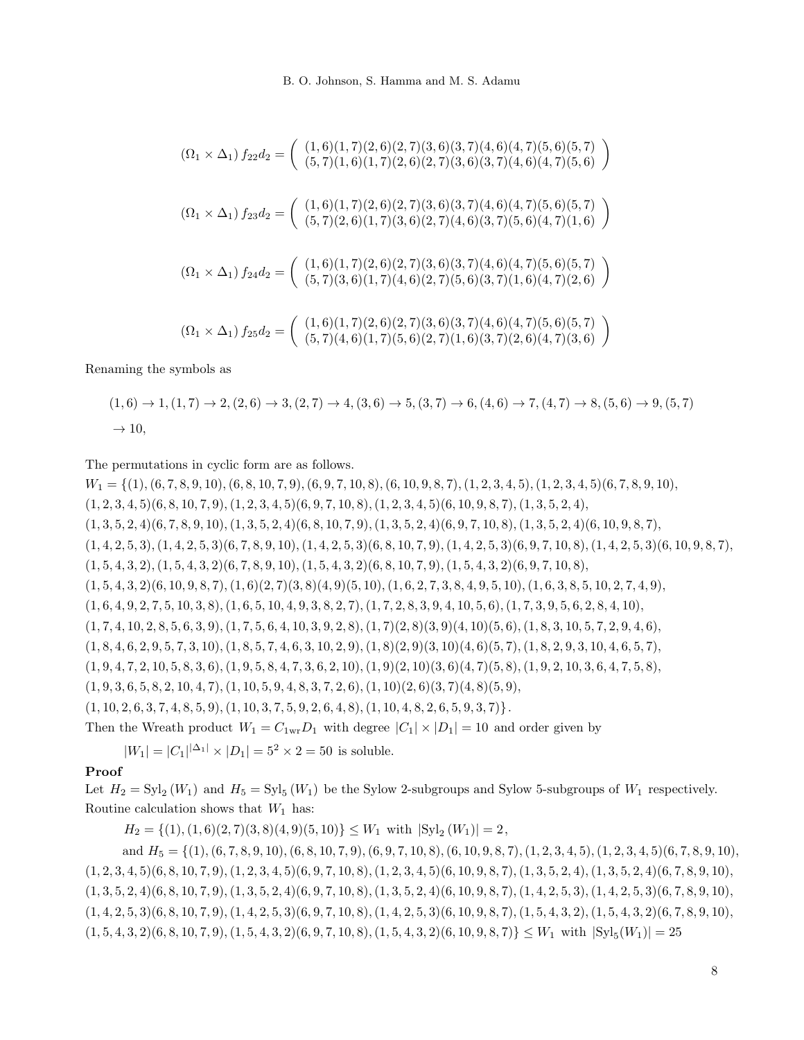$$(\Omega_1 \times \Delta_1)\, f_{22}d_2 = \left(\begin{array}{c} (1,6)(1,7)(2,6)(2,7)(3,6)(3,7)(4,6)(4,7)(5,6)(5,7) \\ (5,7)(1,6)(1,7)(2,6)(2,7)(3,6)(3,7)(4,6)(4,7)(5,6) \end{array}\right)$$

$$(\Omega_1 \times \Delta_1)\, f_{23}d_2 = \left(\begin{array}{c} (1,6)(1,7)(2,6)(2,7)(3,6)(3,7)(4,6)(4,7)(5,6)(5,7) \\ (5,7)(2,6)(1,7)(3,6)(2,7)(4,6)(3,7)(5,6)(4,7)(1,6) \end{array}\right)$$

$$(\Omega_1 \times \Delta_1)\, f_{24}d_2 = \left(\begin{array}{c} (1,6)(1,7)(2,6)(2,7)(3,6)(3,7)(4,6)(4,7)(5,6)(5,7) \\ (5,7)(3,6)(1,7)(4,6)(2,7)(5,6)(3,7)(1,6)(4,7)(2,6) \end{array}\right)$$

$$(\Omega_1 \times \Delta_1)\, f_{25}d_2 = \left(\begin{array}{c} (1,6)(1,7)(2,6)(2,7)(3,6)(3,7)(4,6)(4,7)(5,6)(5,7) \\ (5,7)(4,6)(1,7)(5,6)(2,7)(1,6)(3,7)(2,6)(4,7)(3,6) \end{array}\right)$$

Renaming the symbols as

$(1,6) \to 1, (1,7) \to 2, (2,6) \to 3, (2,7) \to 4, (3,6) \to 5, (3,7) \to 6, (4,6) \to 7, (4,7) \to 8, (5,6) \to 9, (5,7) \to 10,$

The permutations in cyclic form are as follows.

$W_1 = \{(1), (6,7,8,9,10), (6,8,10,7,9), (6,9,7,10,8), (6,10,9,8,7), (1,2,3,4,5), (1,2,3,4,5)(6,7,8,9,10),$
$(1,2,3,4,5)(6,8,10,7,9), (1,2,3,4,5)(6,9,7,10,8), (1,2,3,4,5)(6,10,9,8,7), (1,3,5,2,4),$
$(1,3,5,2,4)(6,7,8,9,10), (1,3,5,2,4)(6,8,10,7,9), (1,3,5,2,4)(6,9,7,10,8), (1,3,5,2,4)(6,10,9,8,7),$
$(1,4,2,5,3), (1,4,2,5,3)(6,7,8,9,10), (1,4,2,5,3)(6,8,10,7,9), (1,4,2,5,3)(6,9,7,10,8), (1,4,2,5,3)(6,10,9,8,7),$
$(1,5,4,3,2), (1,5,4,3,2)(6,7,8,9,10), (1,5,4,3,2)(6,8,10,7,9), (1,5,4,3,2)(6,9,7,10,8),$
$(1,5,4,3,2)(6,10,9,8,7), (1,6)(2,7)(3,8)(4,9)(5,10), (1,6,2,7,3,8,4,9,5,10), (1,6,3,8,5,10,2,7,4,9),$
$(1,6,4,9,2,7,5,10,3,8), (1,6,5,10,4,9,3,8,2,7), (1,7,2,8,3,9,4,10,5,6), (1,7,3,9,5,6,2,8,4,10),$
$(1,7,4,10,2,8,5,6,3,9), (1,7,5,6,4,10,3,9,2,8), (1,7)(2,8)(3,9)(4,10)(5,6), (1,8,3,10,5,7,2,9,4,6),$
$(1,8,4,6,2,9,5,7,3,10), (1,8,5,7,4,6,3,10,2,9), (1,8)(2,9)(3,10)(4,6)(5,7), (1,8,2,9,3,10,4,6,5,7),$
$(1,9,4,7,2,10,5,8,3,6), (1,9,5,8,4,7,3,6,2,10), (1,9)(2,10)(3,6)(4,7)(5,8), (1,9,2,10,3,6,4,7,5,8),$
$(1,9,3,6,5,8,2,10,4,7), (1,10,5,9,4,8,3,7,2,6), (1,10)(2,6)(3,7)(4,8)(5,9),$
$(1,10,2,6,3,7,4,8,5,9), (1,10,3,7,5,9,2,6,4,8), (1,10,4,8,2,6,5,9,3,7)\}.$

Then the Wreath product $W_1 = C_{1\text{wr}}D_1$ with degree $|C_1| \times |D_1| = 10$ and order given by

$|W_1| = |C_1|^{|\Delta_1|} \times |D_1| = 5^2 \times 2 = 50$ is soluble.

**Proof**

Let $H_2 = \text{Syl}_2(W_1)$ and $H_5 = \text{Syl}_5(W_1)$ be the Sylow 2-subgroups and Sylow 5-subgroups of $W_1$ respectively. Routine calculation shows that $W_1$ has:

$H_2 = \{(1), (1,6)(2,7)(3,8)(4,9)(5,10)\} \leq W_1$ with $|\text{Syl}_2(W_1)| = 2$,

and $H_5 = \{(1), (6,7,8,9,10), (6,8,10,7,9), (6,9,7,10,8), (6,10,9,8,7), (1,2,3,4,5), (1,2,3,4,5)(6,7,8,9,10),$
$(1,2,3,4,5)(6,8,10,7,9), (1,2,3,4,5)(6,9,7,10,8), (1,2,3,4,5)(6,10,9,8,7), (1,3,5,2,4), (1,3,5,2,4)(6,7,8,9,10),$
$(1,3,5,2,4)(6,8,10,7,9), (1,3,5,2,4)(6,9,7,10,8), (1,3,5,2,4)(6,10,9,8,7), (1,4,2,5,3), (1,4,2,5,3)(6,7,8,9,10),$
$(1,4,2,5,3)(6,8,10,7,9), (1,4,2,5,3)(6,9,7,10,8), (1,4,2,5,3)(6,10,9,8,7), (1,5,4,3,2), (1,5,4,3,2)(6,7,8,9,10),$
$(1,5,4,3,2)(6,8,10,7,9), (1,5,4,3,2)(6,9,7,10,8), (1,5,4,3,2)(6,10,9,8,7)\} \leq W_1$ with $|\text{Syl}_5(W_1)| = 25$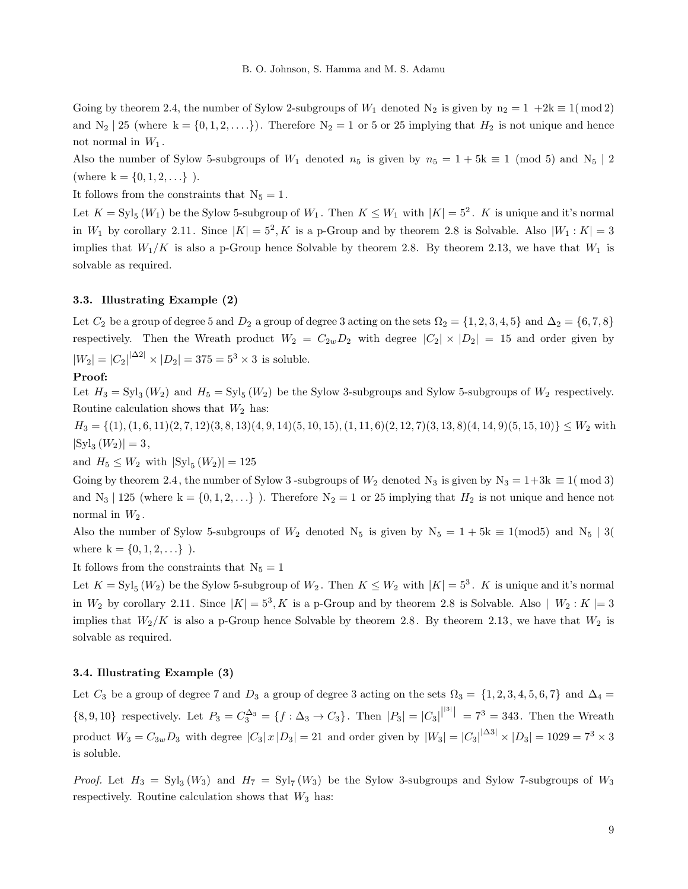Going by theorem 2.4, the number of Sylow 2-subgroups of $W_1$ denoted $\mathrm{N}_2$ is given by $\mathrm{n}_2 = 1 + 2\mathrm{k} \equiv 1(\bmod 2)$ and $\mathrm{N}_2 \mid 25$ (where $\mathrm{k} = \{0, 1, 2, \ldots.\}$). Therefore $\mathrm{N}_2 = 1$ or 5 or 25 implying that $H_2$ is not unique and hence not normal in $W_1$.

Also the number of Sylow 5-subgroups of $W_1$ denoted $n_5$ is given by $n_5 = 1 + 5\mathrm{k} \equiv 1 \pmod 5$ and $\mathrm{N}_5 \mid 2$ (where $\mathrm{k} = \{0, 1, 2, \ldots\}$ ).

It follows from the constraints that $\mathrm{N}_5 = 1$.

Let $K = \mathrm{Syl}_5(W_1)$ be the Sylow 5-subgroup of $W_1$. Then $K \leq W_1$ with $|K| = 5^2$. $K$ is unique and it's normal in $W_1$ by corollary 2.11. Since $|K| = 5^2, K$ is a p-Group and by theorem 2.8 is Solvable. Also $|W_1 : K| = 3$ implies that $W_1/K$ is also a p-Group hence Solvable by theorem 2.8. By theorem 2.13, we have that $W_1$ is solvable as required.

### 3.3. Illustrating Example (2)

Let $C_2$ be a group of degree 5 and $D_2$ a group of degree 3 acting on the sets $\Omega_2 = \{1, 2, 3, 4, 5\}$ and $\Delta_2 = \{6, 7, 8\}$ respectively. Then the Wreath product $W_2 = C_{2w}D_2$ with degree $|C_2| \times |D_2| = 15$ and order given by $|W_2| = |C_2|^{|\Delta 2|} \times |D_2| = 375 = 5^3 \times 3$ is soluble.

**Proof:**

Let $H_3 = \mathrm{Syl}_3(W_2)$ and $H_5 = \mathrm{Syl}_5(W_2)$ be the Sylow 3-subgroups and Sylow 5-subgroups of $W_2$ respectively. Routine calculation shows that $W_2$ has:

$H_3 = \{(1), (1, 6, 11)(2, 7, 12)(3, 8, 13)(4, 9, 14)(5, 10, 15), (1, 11, 6)(2, 12, 7)(3, 13, 8)(4, 14, 9)(5, 15, 10)\} \leq W_2$ with $|\mathrm{Syl}_3(W_2)| = 3$,

and $H_5 \leq W_2$ with $|\mathrm{Syl}_5(W_2)| = 125$

Going by theorem 2.4, the number of Sylow 3 -subgroups of $W_2$ denoted $\mathrm{N}_3$ is given by $\mathrm{N}_3 = 1+3\mathrm{k} \equiv 1(\bmod 3)$ and $\mathrm{N}_3 \mid 125$ (where $\mathrm{k} = \{0, 1, 2, \ldots\}$ ). Therefore $\mathrm{N}_2 = 1$ or 25 implying that $H_2$ is not unique and hence not normal in $W_2$.

Also the number of Sylow 5-subgroups of $W_2$ denoted $\mathrm{N}_5$ is given by $\mathrm{N}_5 = 1 + 5\mathrm{k} \equiv 1(\mathrm{mod}5)$ and $\mathrm{N}_5 \mid 3$( where $\mathrm{k} = \{0, 1, 2, \ldots\}$ ).

It follows from the constraints that $\mathrm{N}_5 = 1$

Let $K = \mathrm{Syl}_5(W_2)$ be the Sylow 5-subgroup of $W_2$. Then $K \leq W_2$ with $|K| = 5^3$. $K$ is unique and it's normal in $W_2$ by corollary 2.11. Since $|K| = 5^3, K$ is a p-Group and by theorem 2.8 is Solvable. Also $\mid W_2 : K \mid = 3$ implies that $W_2/K$ is also a p-Group hence Solvable by theorem 2.8. By theorem 2.13, we have that $W_2$ is solvable as required.

### 3.4. Illustrating Example (3)

Let $C_3$ be a group of degree 7 and $D_3$ a group of degree 3 acting on the sets $\Omega_3 = \{1, 2, 3, 4, 5, 6, 7\}$ and $\Delta_4 = \{8, 9, 10\}$ respectively. Let $P_3 = C_3^{\Delta_3} = \{f : \Delta_3 \to C_3\}$. Then $|P_3| = |C_3|^{||3||} = 7^3 = 343$. Then the Wreath product $W_3 = C_{3w}D_3$ with degree $|C_3|\,x\,|D_3| = 21$ and order given by $|W_3| = |C_3|^{|\Delta 3|} \times |D_3| = 1029 = 7^3 \times 3$ is soluble.

*Proof.* Let $H_3 = \mathrm{Syl}_3(W_3)$ and $H_7 = \mathrm{Syl}_7(W_3)$ be the Sylow 3-subgroups and Sylow 7-subgroups of $W_3$ respectively. Routine calculation shows that $W_3$ has: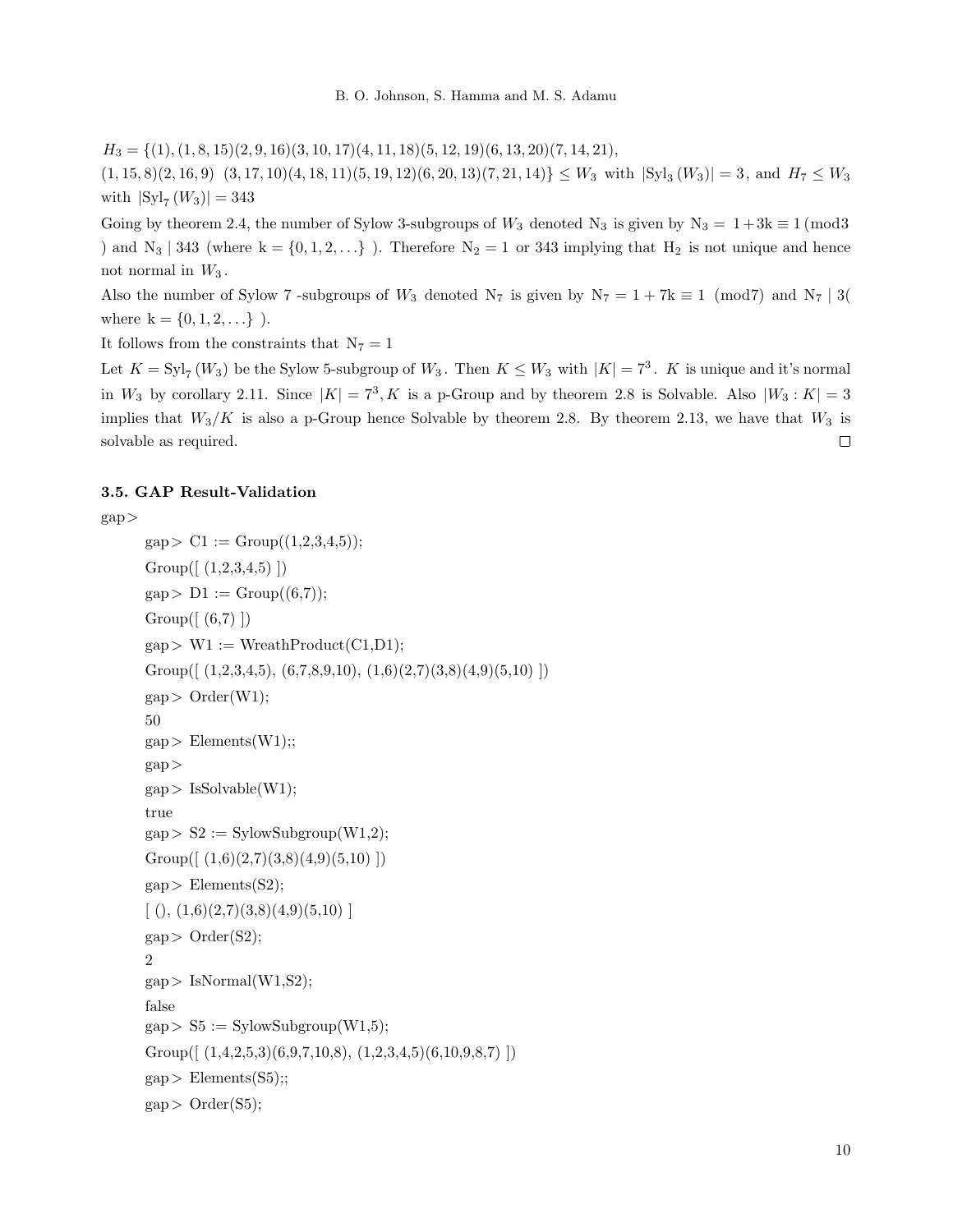$H_3 = \{(1), (1,8,15)(2,9,16)(3,10,17)(4,11,18)(5,12,19)(6,13,20)(7,14,21),$
$(1,15,8)(2,16,9)\ (3,17,10)(4,18,11)(5,19,12)(6,20,13)(7,21,14)\} \leq W_3$ with $|\mathrm{Syl}_3(W_3)| = 3$, and $H_7 \leq W_3$ with $|\mathrm{Syl}_7(W_3)| = 343$

Going by theorem 2.4, the number of Sylow 3-subgroups of $W_3$ denoted $\mathrm{N}_3$ is given by $\mathrm{N}_3 = 1 + 3\mathrm{k} \equiv 1 \pmod{3}$ and $\mathrm{N}_3 \mid 343$ (where $\mathrm{k} = \{0, 1, 2, \ldots\}$ ). Therefore $\mathrm{N}_2 = 1$ or $343$ implying that $\mathrm{H}_2$ is not unique and hence not normal in $W_3$.

Also the number of Sylow 7 -subgroups of $W_3$ denoted $\mathrm{N}_7$ is given by $\mathrm{N}_7 = 1 + 7\mathrm{k} \equiv 1 \pmod{7}$ and $\mathrm{N}_7 \mid 3$( where $\mathrm{k} = \{0, 1, 2, \ldots\}$ ).

It follows from the constraints that $\mathrm{N}_7 = 1$

Let $K = \mathrm{Syl}_7(W_3)$ be the Sylow 5-subgroup of $W_3$. Then $K \leq W_3$ with $|K| = 7^3$. $K$ is unique and it's normal in $W_3$ by corollary 2.11. Since $|K| = 7^3, K$ is a p-Group and by theorem 2.8 is Solvable. Also $|W_3 : K| = 3$ implies that $W_3/K$ is also a p-Group hence Solvable by theorem 2.8. By theorem 2.13, we have that $W_3$ is solvable as required. □

### 3.5. GAP Result-Validation

```
gap>
    gap> C1 := Group((1,2,3,4,5));
    Group([ (1,2,3,4,5) ])
    gap> D1 := Group((6,7));
    Group([ (6,7) ])
    gap> W1 := WreathProduct(C1,D1);
    Group([ (1,2,3,4,5), (6,7,8,9,10), (1,6)(2,7)(3,8)(4,9)(5,10) ])
    gap> Order(W1);
    50
    gap> Elements(W1);;
    gap>
    gap> IsSolvable(W1);
    true
    gap> S2 := SylowSubgroup(W1,2);
    Group([ (1,6)(2,7)(3,8)(4,9)(5,10) ])
    gap> Elements(S2);
    [ (), (1,6)(2,7)(3,8)(4,9)(5,10) ]
    gap> Order(S2);
    2
    gap> IsNormal(W1,S2);
    false
    gap> S5 := SylowSubgroup(W1,5);
    Group([ (1,4,2,5,3)(6,9,7,10,8), (1,2,3,4,5)(6,10,9,8,7) ])
    gap> Elements(S5);;
    gap> Order(S5);
```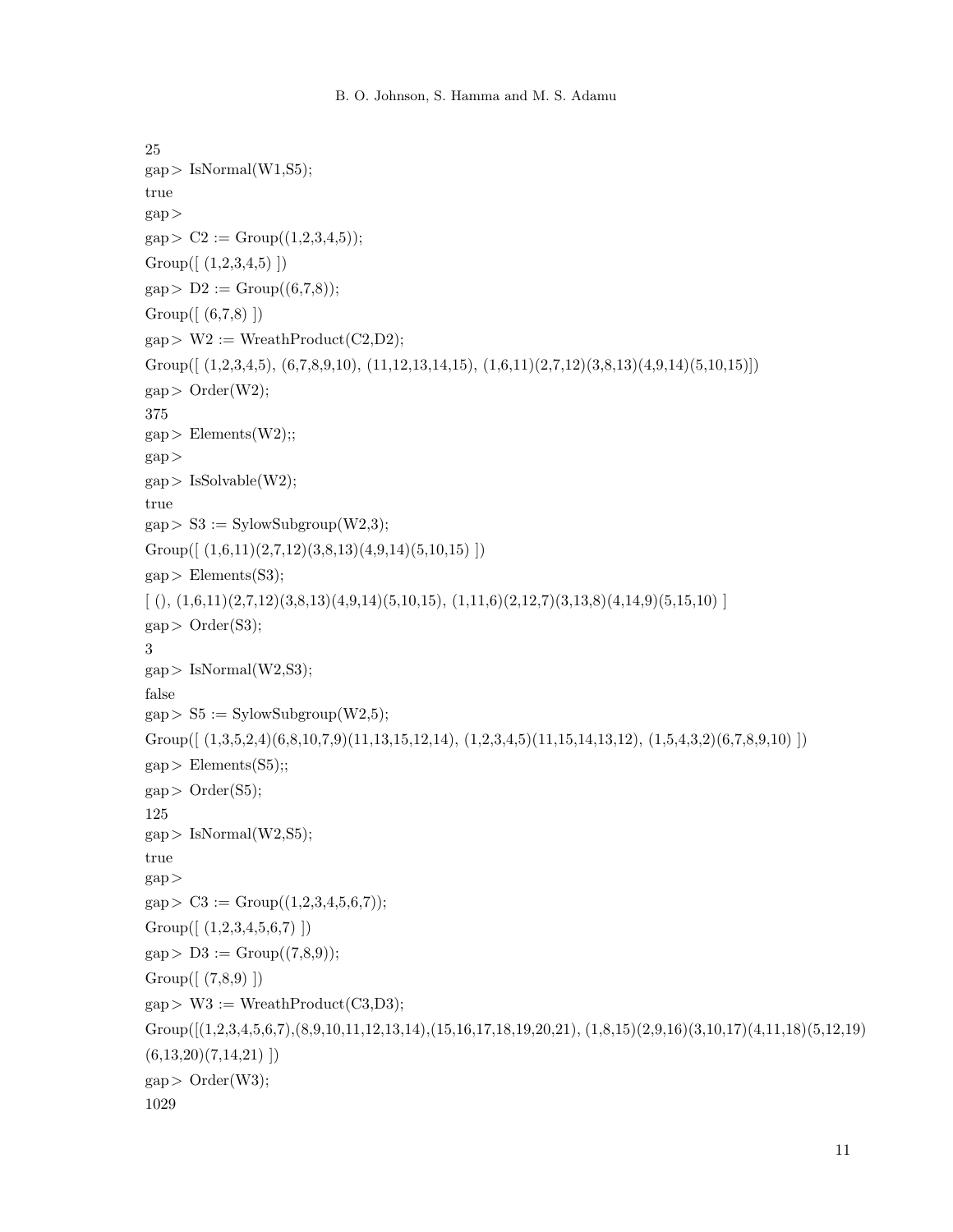```
25
gap> IsNormal(W1,S5);
true
gap>
gap> C2 := Group((1,2,3,4,5));
Group([ (1,2,3,4,5) ])
gap> D2 := Group((6,7,8));
Group([ (6,7,8) ])
gap> W2 := WreathProduct(C2,D2);
Group([ (1,2,3,4,5), (6,7,8,9,10), (11,12,13,14,15), (1,6,11)(2,7,12)(3,8,13)(4,9,14)(5,10,15)])
gap> Order(W2);
375
gap> Elements(W2);;
gap>
gap> IsSolvable(W2);
true
gap> S3 := SylowSubgroup(W2,3);
Group([ (1,6,11)(2,7,12)(3,8,13)(4,9,14)(5,10,15) ])
gap> Elements(S3);
[ (), (1,6,11)(2,7,12)(3,8,13)(4,9,14)(5,10,15), (1,11,6)(2,12,7)(3,13,8)(4,14,9)(5,15,10) ]
gap> Order(S3);
3
gap> IsNormal(W2,S3);
false
gap> S5 := SylowSubgroup(W2,5);
Group([ (1,3,5,2,4)(6,8,10,7,9)(11,13,15,12,14), (1,2,3,4,5)(11,15,14,13,12), (1,5,4,3,2)(6,7,8,9,10) ])
gap> Elements(S5);;
gap> Order(S5);
125
gap> IsNormal(W2,S5);
true
gap>
gap> C3 := Group((1,2,3,4,5,6,7));
Group([ (1,2,3,4,5,6,7) ])
gap> D3 := Group((7,8,9));
Group([ (7,8,9) ])
gap> W3 := WreathProduct(C3,D3);
Group([(1,2,3,4,5,6,7),(8,9,10,11,12,13,14),(15,16,17,18,19,20,21), (1,8,15)(2,9,16)(3,10,17)(4,11,18)(5,12,19)
(6,13,20)(7,14,21) ])
gap> Order(W3);
1029
```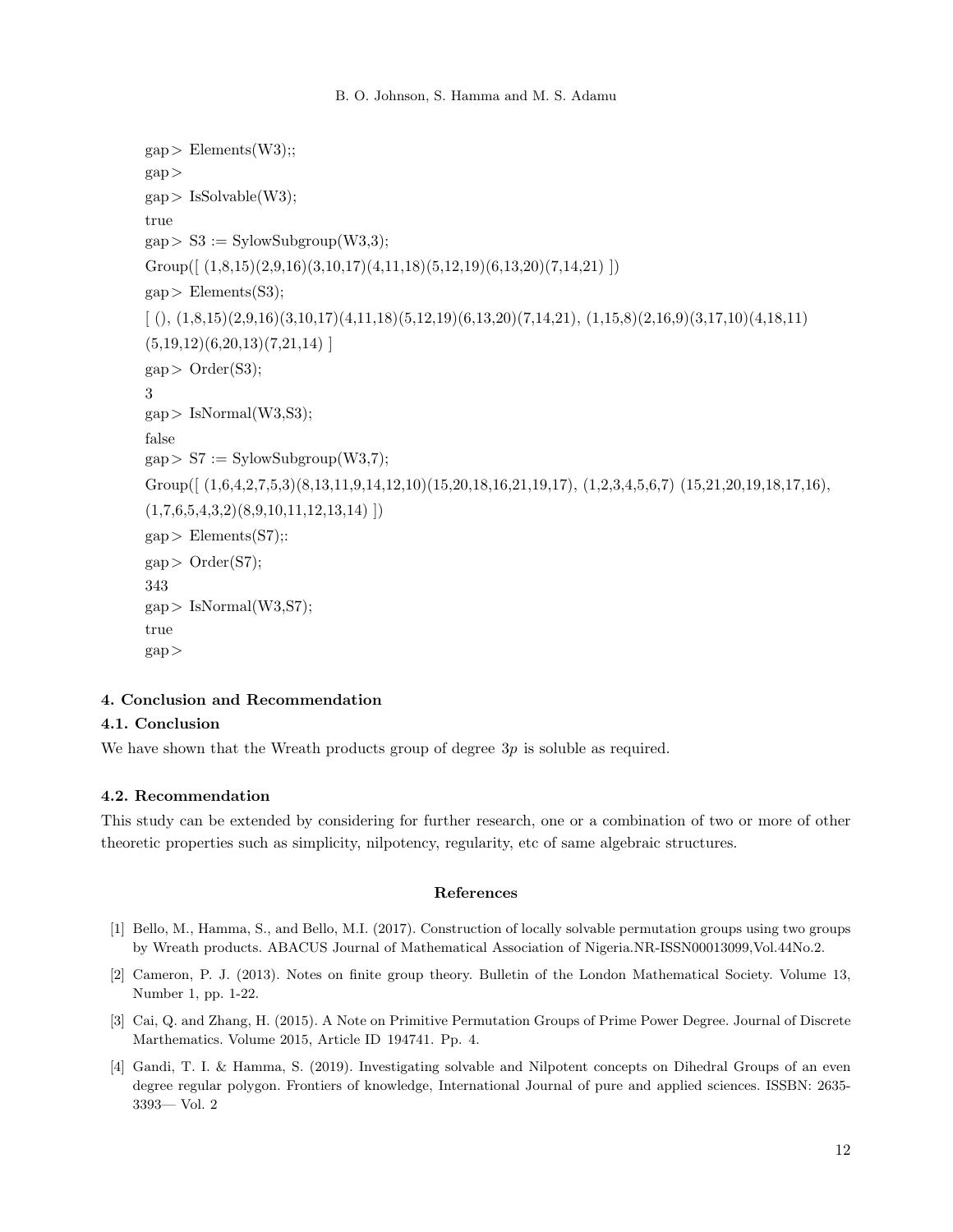```
gap> Elements(W3);;
gap>
gap> IsSolvable(W3);
true
gap> S3 := SylowSubgroup(W3,3);
Group([ (1,8,15)(2,9,16)(3,10,17)(4,11,18)(5,12,19)(6,13,20)(7,14,21) ])
gap> Elements(S3);
[ (), (1,8,15)(2,9,16)(3,10,17)(4,11,18)(5,12,19)(6,13,20)(7,14,21), (1,15,8)(2,16,9)(3,17,10)(4,18,11)
(5,19,12)(6,20,13)(7,21,14) ]
gap> Order(S3);
3
gap> IsNormal(W3,S3);
false
gap> S7 := SylowSubgroup(W3,7);
Group([ (1,6,4,2,7,5,3)(8,13,11,9,14,12,10)(15,20,18,16,21,19,17), (1,2,3,4,5,6,7) (15,21,20,19,18,17,16),
(1,7,6,5,4,3,2)(8,9,10,11,12,13,14) ])
gap> Elements(S7);:
gap> Order(S7);
343
gap> IsNormal(W3,S7);
true
gap>
```

## 4. Conclusion and Recommendation

### 4.1. Conclusion

We have shown that the Wreath products group of degree $3p$ is soluble as required.

### 4.2. Recommendation

This study can be extended by considering for further research, one or a combination of two or more of other theoretic properties such as simplicity, nilpotency, regularity, etc of same algebraic structures.

## References

[1] Bello, M., Hamma, S., and Bello, M.I. (2017). Construction of locally solvable permutation groups using two groups by Wreath products. ABACUS Journal of Mathematical Association of Nigeria.NR-ISSN00013099,Vol.44No.2.

[2] Cameron, P. J. (2013). Notes on finite group theory. Bulletin of the London Mathematical Society. Volume 13, Number 1, pp. 1-22.

[3] Cai, Q. and Zhang, H. (2015). A Note on Primitive Permutation Groups of Prime Power Degree. Journal of Discrete Marthematics. Volume 2015, Article ID 194741. Pp. 4.

[4] Gandi, T. I. & Hamma, S. (2019). Investigating solvable and Nilpotent concepts on Dihedral Groups of an even degree regular polygon. Frontiers of knowledge, International Journal of pure and applied sciences. ISSBN: 2635-3393— Vol. 2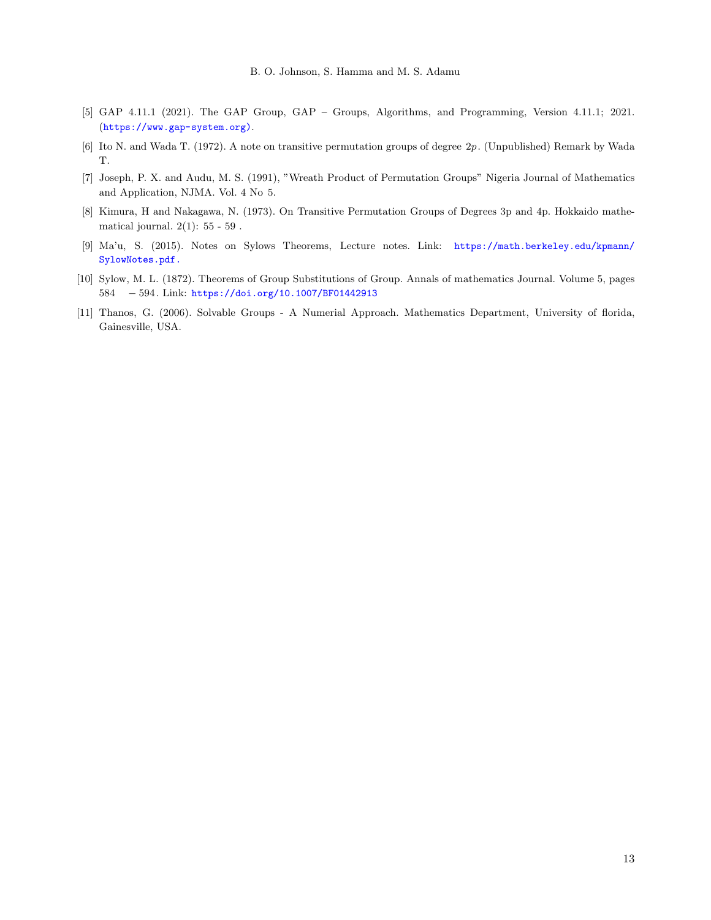[5] GAP 4.11.1 (2021). The GAP Group, GAP – Groups, Algorithms, and Programming, Version 4.11.1; 2021. (https://www.gap-system.org).

[6] Ito N. and Wada T. (1972). A note on transitive permutation groups of degree $2p$. (Unpublished) Remark by Wada T.

[7] Joseph, P. X. and Audu, M. S. (1991), "Wreath Product of Permutation Groups" Nigeria Journal of Mathematics and Application, NJMA. Vol. 4 No 5.

[8] Kimura, H and Nakagawa, N. (1973). On Transitive Permutation Groups of Degrees 3p and 4p. Hokkaido mathematical journal. 2(1): 55 - 59 .

[9] Ma'u, S. (2015). Notes on Sylows Theorems, Lecture notes. Link: https://math.berkeley.edu/kpmann/SylowNotes.pdf.

[10] Sylow, M. L. (1872). Theorems of Group Substitutions of Group. Annals of mathematics Journal. Volume 5, pages 584 − 594. Link: https://doi.org/10.1007/BF01442913

[11] Thanos, G. (2006). Solvable Groups - A Numerial Approach. Mathematics Department, University of florida, Gainesville, USA.